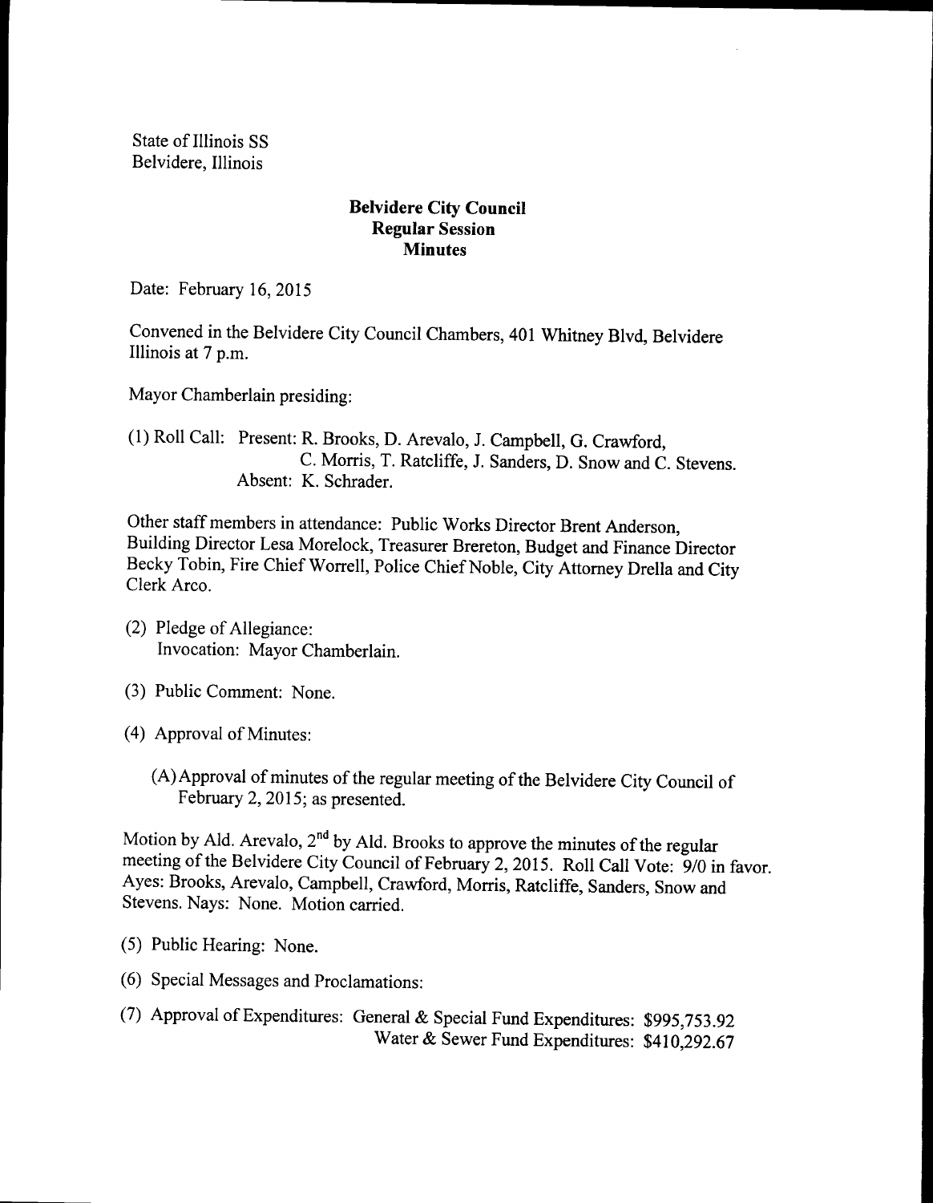State of Illinois SS
Belvidere, Illinois

**Belvidere City Council**
**Regular Session**
**Minutes**

Date: February 16, 2015

Convened in the Belvidere City Council Chambers, 401 Whitney Blvd, Belvidere Illinois at 7 p.m.

Mayor Chamberlain presiding:

(1) Roll Call: Present: R. Brooks, D. Arevalo, J. Campbell, G. Crawford, C. Morris, T. Ratcliffe, J. Sanders, D. Snow and C. Stevens.
Absent: K. Schrader.

Other staff members in attendance: Public Works Director Brent Anderson, Building Director Lesa Morelock, Treasurer Brereton, Budget and Finance Director Becky Tobin, Fire Chief Worrell, Police Chief Noble, City Attorney Drella and City Clerk Arco.

(2) Pledge of Allegiance:
Invocation: Mayor Chamberlain.

(3) Public Comment: None.

(4) Approval of Minutes:

(A) Approval of minutes of the regular meeting of the Belvidere City Council of February 2, 2015; as presented.

Motion by Ald. Arevalo, 2nd by Ald. Brooks to approve the minutes of the regular meeting of the Belvidere City Council of February 2, 2015. Roll Call Vote: 9/0 in favor. Ayes: Brooks, Arevalo, Campbell, Crawford, Morris, Ratcliffe, Sanders, Snow and Stevens. Nays: None. Motion carried.

(5) Public Hearing: None.

(6) Special Messages and Proclamations:

(7) Approval of Expenditures: General & Special Fund Expenditures: $995,753.92
Water & Sewer Fund Expenditures: $410,292.67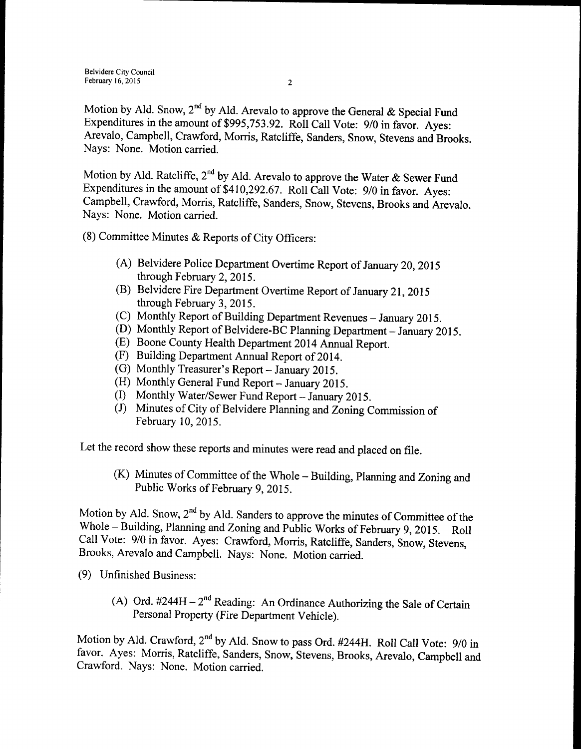Motion by Ald. Snow, 2nd by Ald. Arevalo to approve the General & Special Fund Expenditures in the amount of $995,753.92. Roll Call Vote: 9/0 in favor. Ayes: Arevalo, Campbell, Crawford, Morris, Ratcliffe, Sanders, Snow, Stevens and Brooks. Nays: None. Motion carried.

Motion by Ald. Ratcliffe, 2nd by Ald. Arevalo to approve the Water & Sewer Fund Expenditures in the amount of $410,292.67. Roll Call Vote: 9/0 in favor. Ayes: Campbell, Crawford, Morris, Ratcliffe, Sanders, Snow, Stevens, Brooks and Arevalo. Nays: None. Motion carried.

(8) Committee Minutes & Reports of City Officers:

(A) Belvidere Police Department Overtime Report of January 20, 2015 through February 2, 2015.
(B) Belvidere Fire Department Overtime Report of January 21, 2015 through February 3, 2015.
(C) Monthly Report of Building Department Revenues – January 2015.
(D) Monthly Report of Belvidere-BC Planning Department – January 2015.
(E) Boone County Health Department 2014 Annual Report.
(F) Building Department Annual Report of 2014.
(G) Monthly Treasurer's Report – January 2015.
(H) Monthly General Fund Report – January 2015.
(I) Monthly Water/Sewer Fund Report – January 2015.
(J) Minutes of City of Belvidere Planning and Zoning Commission of February 10, 2015.

Let the record show these reports and minutes were read and placed on file.

(K) Minutes of Committee of the Whole – Building, Planning and Zoning and Public Works of February 9, 2015.

Motion by Ald. Snow, 2nd by Ald. Sanders to approve the minutes of Committee of the Whole – Building, Planning and Zoning and Public Works of February 9, 2015. Roll Call Vote: 9/0 in favor. Ayes: Crawford, Morris, Ratcliffe, Sanders, Snow, Stevens, Brooks, Arevalo and Campbell. Nays: None. Motion carried.

(9) Unfinished Business:

(A) Ord. #244H – 2nd Reading: An Ordinance Authorizing the Sale of Certain Personal Property (Fire Department Vehicle).

Motion by Ald. Crawford, 2nd by Ald. Snow to pass Ord. #244H. Roll Call Vote: 9/0 in favor. Ayes: Morris, Ratcliffe, Sanders, Snow, Stevens, Brooks, Arevalo, Campbell and Crawford. Nays: None. Motion carried.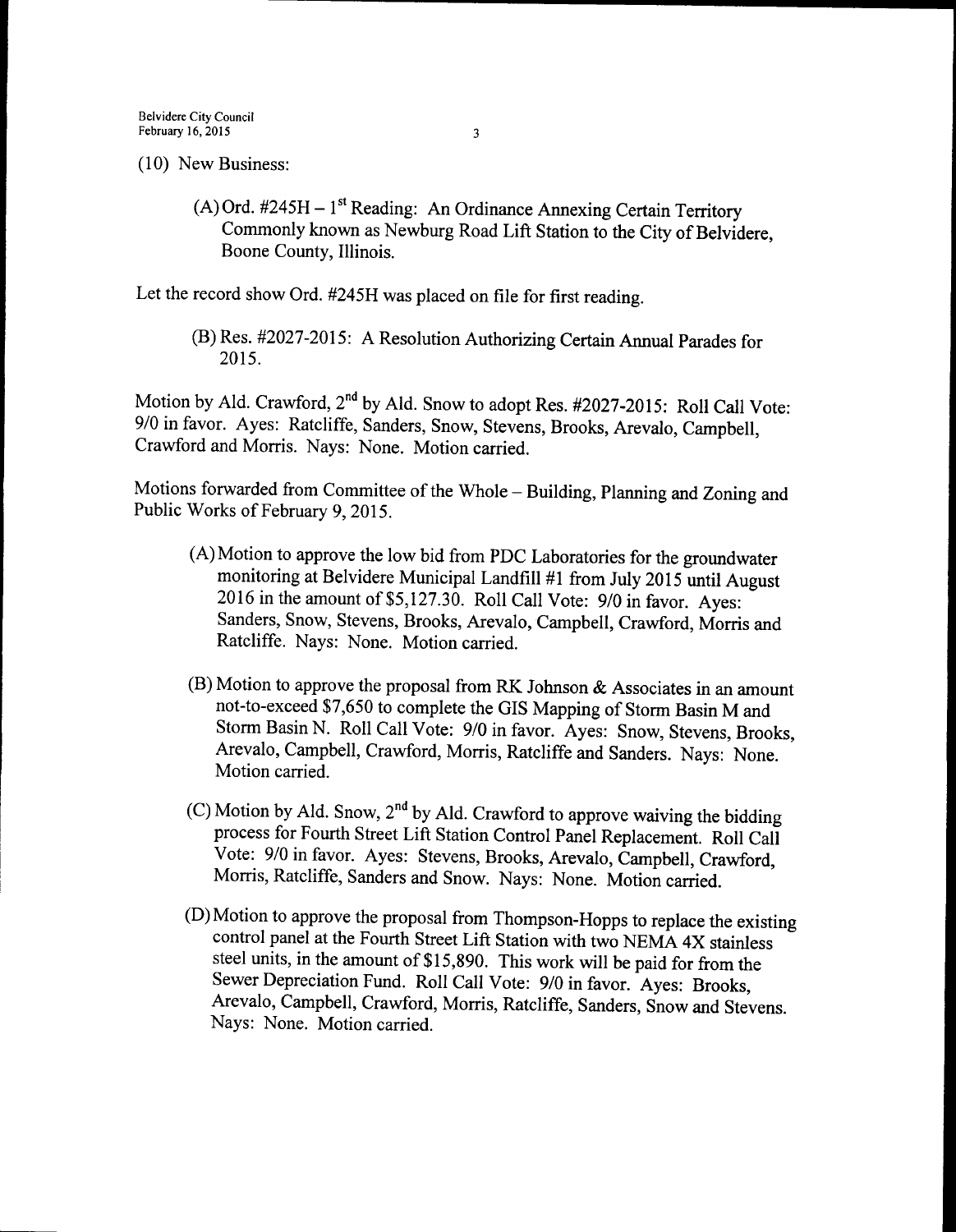(10) New Business:

(A) Ord. #245H – 1st Reading: An Ordinance Annexing Certain Territory Commonly known as Newburg Road Lift Station to the City of Belvidere, Boone County, Illinois.

Let the record show Ord. #245H was placed on file for first reading.

(B) Res. #2027-2015: A Resolution Authorizing Certain Annual Parades for 2015.

Motion by Ald. Crawford, 2nd by Ald. Snow to adopt Res. #2027-2015: Roll Call Vote: 9/0 in favor. Ayes: Ratcliffe, Sanders, Snow, Stevens, Brooks, Arevalo, Campbell, Crawford and Morris. Nays: None. Motion carried.

Motions forwarded from Committee of the Whole – Building, Planning and Zoning and Public Works of February 9, 2015.

(A) Motion to approve the low bid from PDC Laboratories for the groundwater monitoring at Belvidere Municipal Landfill #1 from July 2015 until August 2016 in the amount of $5,127.30. Roll Call Vote: 9/0 in favor. Ayes: Sanders, Snow, Stevens, Brooks, Arevalo, Campbell, Crawford, Morris and Ratcliffe. Nays: None. Motion carried.

(B) Motion to approve the proposal from RK Johnson & Associates in an amount not-to-exceed $7,650 to complete the GIS Mapping of Storm Basin M and Storm Basin N. Roll Call Vote: 9/0 in favor. Ayes: Snow, Stevens, Brooks, Arevalo, Campbell, Crawford, Morris, Ratcliffe and Sanders. Nays: None. Motion carried.

(C) Motion by Ald. Snow, 2nd by Ald. Crawford to approve waiving the bidding process for Fourth Street Lift Station Control Panel Replacement. Roll Call Vote: 9/0 in favor. Ayes: Stevens, Brooks, Arevalo, Campbell, Crawford, Morris, Ratcliffe, Sanders and Snow. Nays: None. Motion carried.

(D) Motion to approve the proposal from Thompson-Hopps to replace the existing control panel at the Fourth Street Lift Station with two NEMA 4X stainless steel units, in the amount of $15,890. This work will be paid for from the Sewer Depreciation Fund. Roll Call Vote: 9/0 in favor. Ayes: Brooks, Arevalo, Campbell, Crawford, Morris, Ratcliffe, Sanders, Snow and Stevens. Nays: None. Motion carried.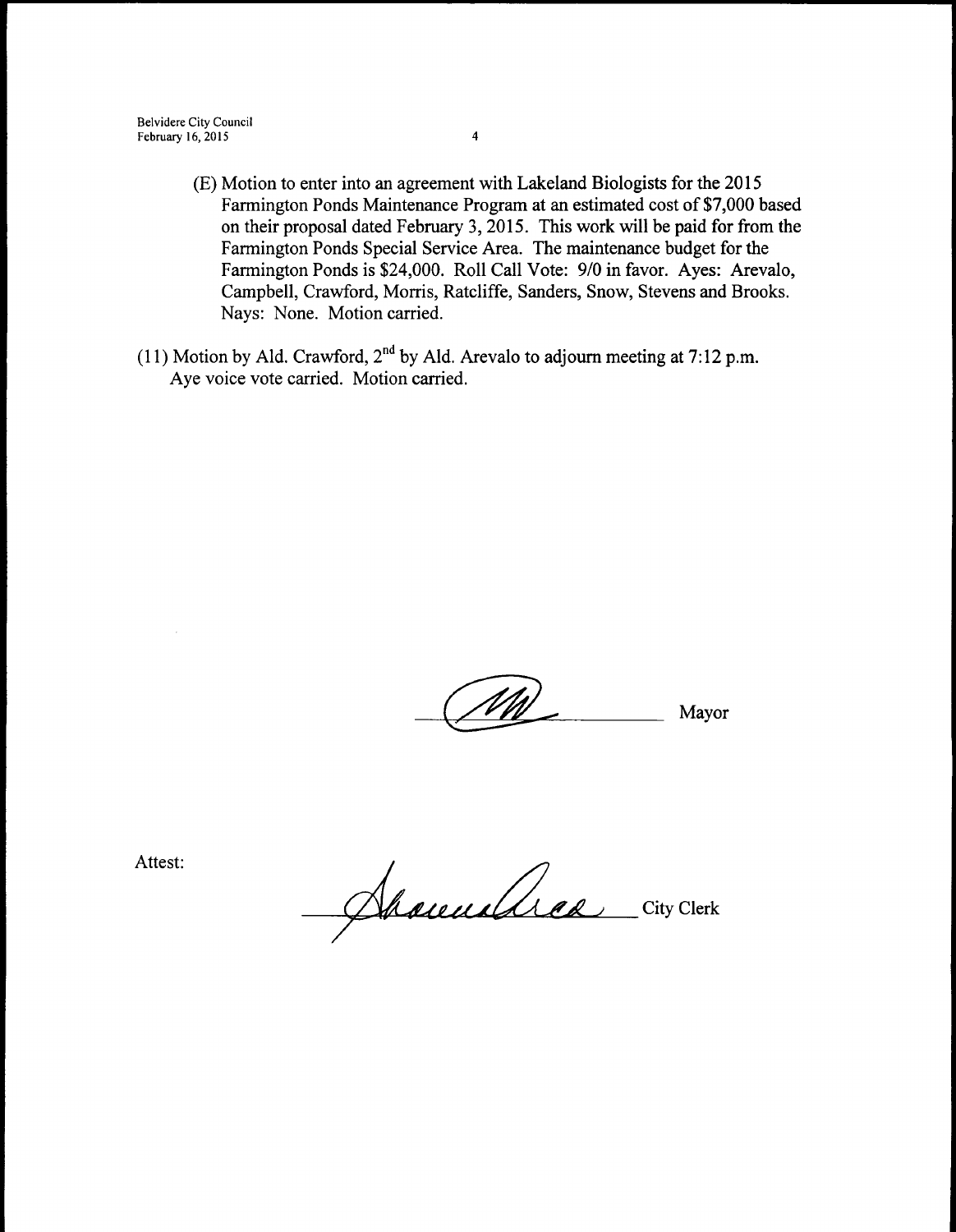(E) Motion to enter into an agreement with Lakeland Biologists for the 2015 Farmington Ponds Maintenance Program at an estimated cost of $7,000 based on their proposal dated February 3, 2015. This work will be paid for from the Farmington Ponds Special Service Area. The maintenance budget for the Farmington Ponds is $24,000. Roll Call Vote: 9/0 in favor. Ayes: Arevalo, Campbell, Crawford, Morris, Ratcliffe, Sanders, Snow, Stevens and Brooks. Nays: None. Motion carried.

(11) Motion by Ald. Crawford, 2nd by Ald. Arevalo to adjourn meeting at 7:12 p.m. Aye voice vote carried. Motion carried.

_______________ Mayor

Attest:

_______________ City Clerk